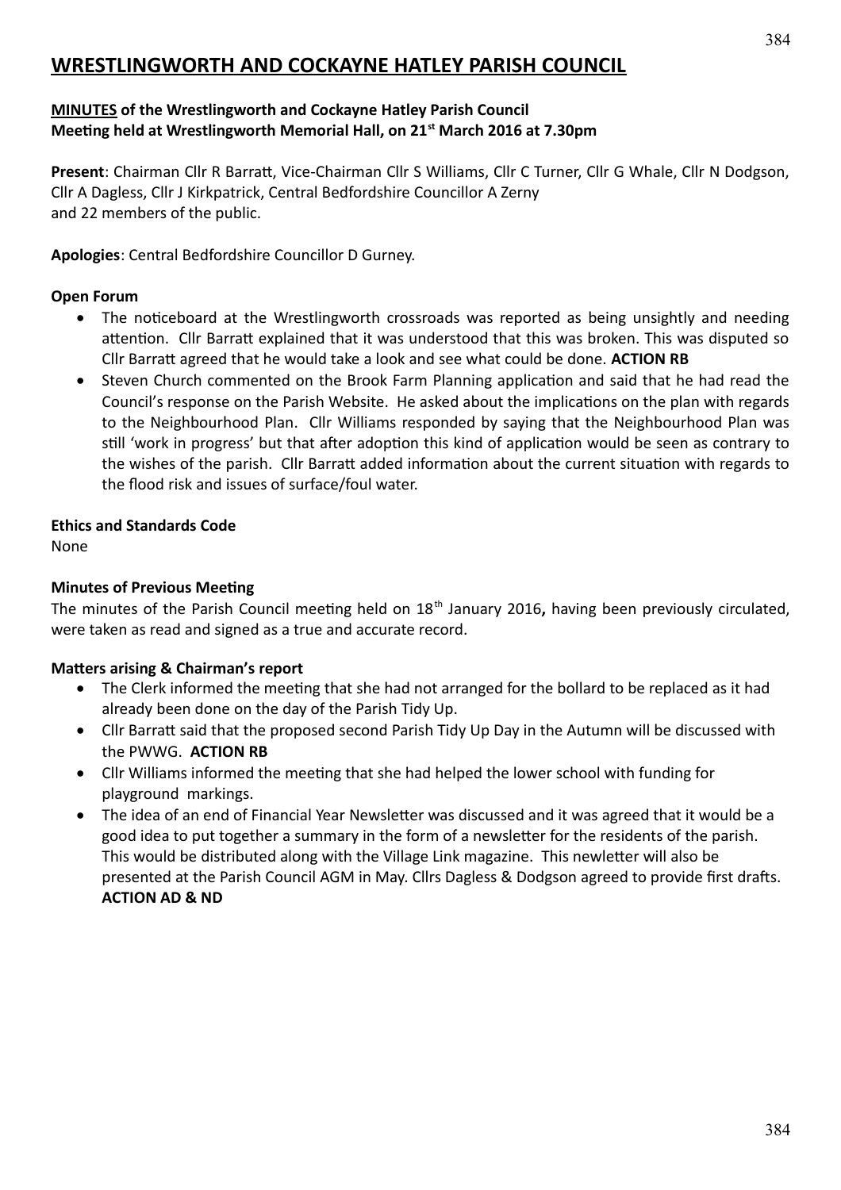# WRESTLINGWORTH AND COCKAYNE HATLEY PARISH COUNCIL

**MINUTES of the Wrestlingworth and Cockayne Hatley Parish Council**
**Meeting held at Wrestlingworth Memorial Hall, on 21st March 2016 at 7.30pm**

**Present**: Chairman Cllr R Barratt, Vice-Chairman Cllr S Williams, Cllr C Turner, Cllr G Whale, Cllr N Dodgson, Cllr A Dagless, Cllr J Kirkpatrick, Central Bedfordshire Councillor A Zerny and 22 members of the public.

**Apologies**: Central Bedfordshire Councillor D Gurney.

### Open Forum

- The noticeboard at the Wrestlingworth crossroads was reported as being unsightly and needing attention. Cllr Barratt explained that it was understood that this was broken. This was disputed so Cllr Barratt agreed that he would take a look and see what could be done. **ACTION RB**
- Steven Church commented on the Brook Farm Planning application and said that he had read the Council's response on the Parish Website. He asked about the implications on the plan with regards to the Neighbourhood Plan. Cllr Williams responded by saying that the Neighbourhood Plan was still 'work in progress' but that after adoption this kind of application would be seen as contrary to the wishes of the parish. Cllr Barratt added information about the current situation with regards to the flood risk and issues of surface/foul water.

### Ethics and Standards Code

None

### Minutes of Previous Meeting

The minutes of the Parish Council meeting held on 18th January 2016**,** having been previously circulated, were taken as read and signed as a true and accurate record.

### Matters arising & Chairman's report

- The Clerk informed the meeting that she had not arranged for the bollard to be replaced as it had already been done on the day of the Parish Tidy Up.
- Cllr Barratt said that the proposed second Parish Tidy Up Day in the Autumn will be discussed with the PWWG. **ACTION RB**
- Cllr Williams informed the meeting that she had helped the lower school with funding for playground markings.
- The idea of an end of Financial Year Newsletter was discussed and it was agreed that it would be a good idea to put together a summary in the form of a newsletter for the residents of the parish. This would be distributed along with the Village Link magazine. This newletter will also be presented at the Parish Council AGM in May. Cllrs Dagless & Dodgson agreed to provide first drafts. **ACTION AD & ND**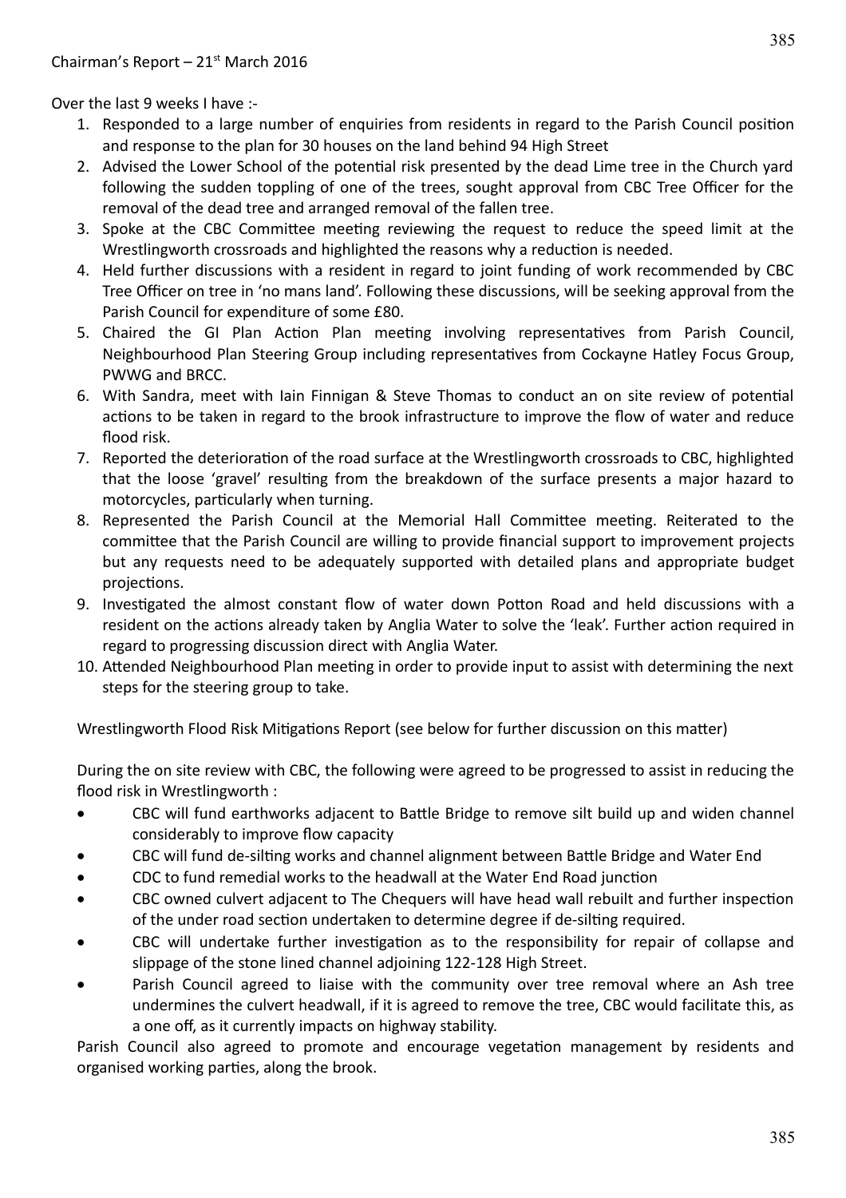Chairman's Report – 21st March 2016

Over the last 9 weeks I have :-

1. Responded to a large number of enquiries from residents in regard to the Parish Council position and response to the plan for 30 houses on the land behind 94 High Street
2. Advised the Lower School of the potential risk presented by the dead Lime tree in the Church yard following the sudden toppling of one of the trees, sought approval from CBC Tree Officer for the removal of the dead tree and arranged removal of the fallen tree.
3. Spoke at the CBC Committee meeting reviewing the request to reduce the speed limit at the Wrestlingworth crossroads and highlighted the reasons why a reduction is needed.
4. Held further discussions with a resident in regard to joint funding of work recommended by CBC Tree Officer on tree in 'no mans land'. Following these discussions, will be seeking approval from the Parish Council for expenditure of some £80.
5. Chaired the GI Plan Action Plan meeting involving representatives from Parish Council, Neighbourhood Plan Steering Group including representatives from Cockayne Hatley Focus Group, PWWG and BRCC.
6. With Sandra, meet with Iain Finnigan & Steve Thomas to conduct an on site review of potential actions to be taken in regard to the brook infrastructure to improve the flow of water and reduce flood risk.
7. Reported the deterioration of the road surface at the Wrestlingworth crossroads to CBC, highlighted that the loose 'gravel' resulting from the breakdown of the surface presents a major hazard to motorcycles, particularly when turning.
8. Represented the Parish Council at the Memorial Hall Committee meeting. Reiterated to the committee that the Parish Council are willing to provide financial support to improvement projects but any requests need to be adequately supported with detailed plans and appropriate budget projections.
9. Investigated the almost constant flow of water down Potton Road and held discussions with a resident on the actions already taken by Anglia Water to solve the 'leak'. Further action required in regard to progressing discussion direct with Anglia Water.
10. Attended Neighbourhood Plan meeting in order to provide input to assist with determining the next steps for the steering group to take.

Wrestlingworth Flood Risk Mitigations Report (see below for further discussion on this matter)

During the on site review with CBC, the following were agreed to be progressed to assist in reducing the flood risk in Wrestlingworth :

- CBC will fund earthworks adjacent to Battle Bridge to remove silt build up and widen channel considerably to improve flow capacity
- CBC will fund de-silting works and channel alignment between Battle Bridge and Water End
- CDC to fund remedial works to the headwall at the Water End Road junction
- CBC owned culvert adjacent to The Chequers will have head wall rebuilt and further inspection of the under road section undertaken to determine degree if de-silting required.
- CBC will undertake further investigation as to the responsibility for repair of collapse and slippage of the stone lined channel adjoining 122-128 High Street.
- Parish Council agreed to liaise with the community over tree removal where an Ash tree undermines the culvert headwall, if it is agreed to remove the tree, CBC would facilitate this, as a one off, as it currently impacts on highway stability.

Parish Council also agreed to promote and encourage vegetation management by residents and organised working parties, along the brook.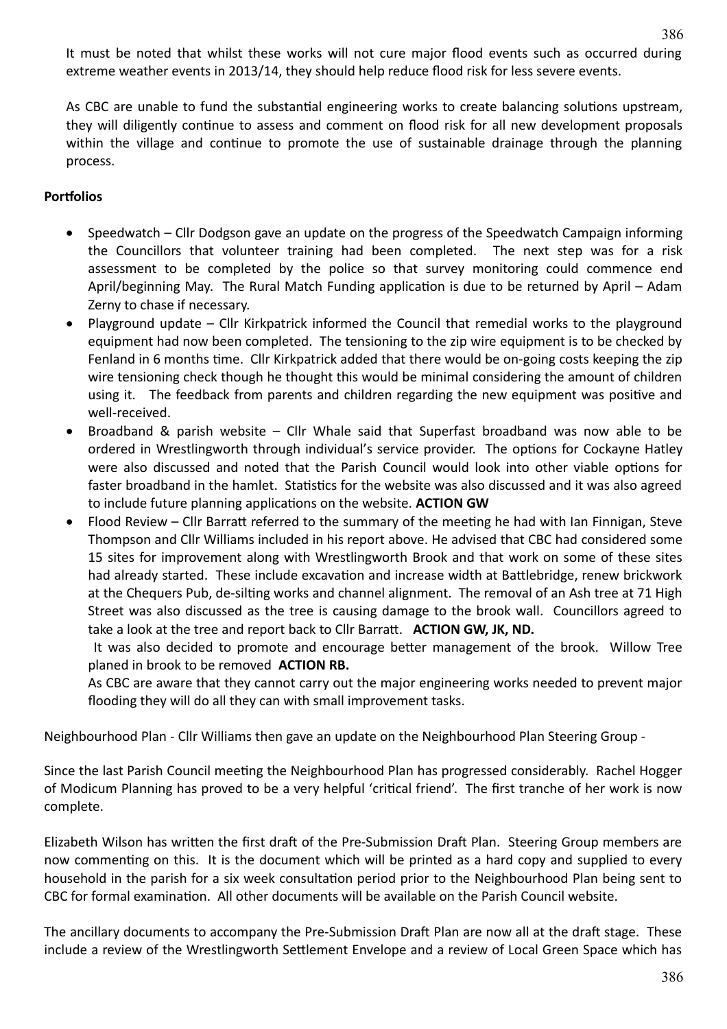It must be noted that whilst these works will not cure major flood events such as occurred during extreme weather events in 2013/14, they should help reduce flood risk for less severe events.

As CBC are unable to fund the substantial engineering works to create balancing solutions upstream, they will diligently continue to assess and comment on flood risk for all new development proposals within the village and continue to promote the use of sustainable drainage through the planning process.

**Portfolios**

- Speedwatch – Cllr Dodgson gave an update on the progress of the Speedwatch Campaign informing the Councillors that volunteer training had been completed. The next step was for a risk assessment to be completed by the police so that survey monitoring could commence end April/beginning May. The Rural Match Funding application is due to be returned by April – Adam Zerny to chase if necessary.
- Playground update – Cllr Kirkpatrick informed the Council that remedial works to the playground equipment had now been completed. The tensioning to the zip wire equipment is to be checked by Fenland in 6 months time. Cllr Kirkpatrick added that there would be on-going costs keeping the zip wire tensioning check though he thought this would be minimal considering the amount of children using it. The feedback from parents and children regarding the new equipment was positive and well-received.
- Broadband & parish website – Cllr Whale said that Superfast broadband was now able to be ordered in Wrestlingworth through individual's service provider. The options for Cockayne Hatley were also discussed and noted that the Parish Council would look into other viable options for faster broadband in the hamlet. Statistics for the website was also discussed and it was also agreed to include future planning applications on the website. **ACTION GW**
- Flood Review – Cllr Barratt referred to the summary of the meeting he had with Ian Finnigan, Steve Thompson and Cllr Williams included in his report above. He advised that CBC had considered some 15 sites for improvement along with Wrestlingworth Brook and that work on some of these sites had already started. These include excavation and increase width at Battlebridge, renew brickwork at the Chequers Pub, de-silting works and channel alignment. The removal of an Ash tree at 71 High Street was also discussed as the tree is causing damage to the brook wall. Councillors agreed to take a look at the tree and report back to Cllr Barratt. **ACTION GW, JK, ND.**

  It was also decided to promote and encourage better management of the brook. Willow Tree planed in brook to be removed **ACTION RB.**

  As CBC are aware that they cannot carry out the major engineering works needed to prevent major flooding they will do all they can with small improvement tasks.

Neighbourhood Plan - Cllr Williams then gave an update on the Neighbourhood Plan Steering Group -

Since the last Parish Council meeting the Neighbourhood Plan has progressed considerably. Rachel Hogger of Modicum Planning has proved to be a very helpful 'critical friend'. The first tranche of her work is now complete.

Elizabeth Wilson has written the first draft of the Pre-Submission Draft Plan. Steering Group members are now commenting on this. It is the document which will be printed as a hard copy and supplied to every household in the parish for a six week consultation period prior to the Neighbourhood Plan being sent to CBC for formal examination. All other documents will be available on the Parish Council website.

The ancillary documents to accompany the Pre-Submission Draft Plan are now all at the draft stage. These include a review of the Wrestlingworth Settlement Envelope and a review of Local Green Space which has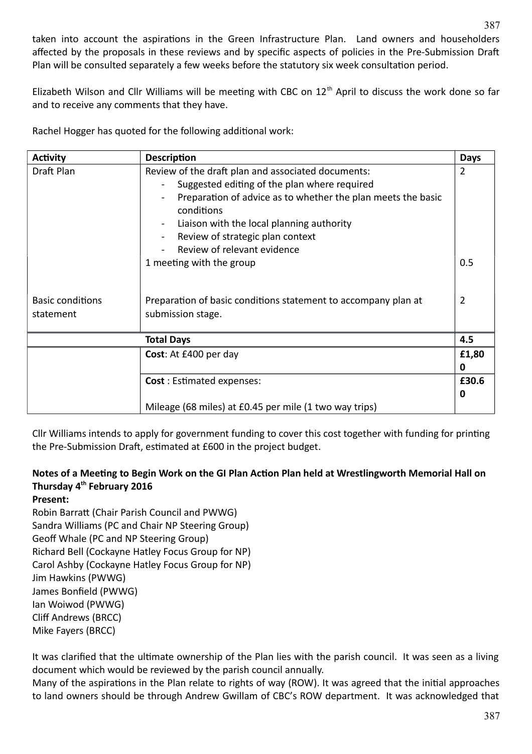taken into account the aspirations in the Green Infrastructure Plan. Land owners and householders affected by the proposals in these reviews and by specific aspects of policies in the Pre-Submission Draft Plan will be consulted separately a few weeks before the statutory six week consultation period.

Elizabeth Wilson and Cllr Williams will be meeting with CBC on 12th April to discuss the work done so far and to receive any comments that they have.

Rachel Hogger has quoted for the following additional work:

| Activity | Description | Days |
|---|---|---|
| Draft Plan | Review of the draft plan and associated documents:<br>- Suggested editing of the plan where required<br>- Preparation of advice as to whether the plan meets the basic conditions<br>- Liaison with the local planning authority<br>- Review of strategic plan context<br>- Review of relevant evidence | 2 |
| | 1 meeting with the group | 0.5 |
| Basic conditions statement | Preparation of basic conditions statement to accompany plan at submission stage. | 2 |
| | **Total Days** | **4.5** |
| | **Cost**: At £400 per day | **£1,800** |
| | **Cost** : Estimated expenses:<br><br>Mileage (68 miles) at £0.45 per mile (1 two way trips) | **£30.60** |

Cllr Williams intends to apply for government funding to cover this cost together with funding for printing the Pre-Submission Draft, estimated at £600 in the project budget.

**Notes of a Meeting to Begin Work on the GI Plan Action Plan held at Wrestlingworth Memorial Hall on Thursday 4th February 2016**

**Present:**

Robin Barratt (Chair Parish Council and PWWG)
Sandra Williams (PC and Chair NP Steering Group)
Geoff Whale (PC and NP Steering Group)
Richard Bell (Cockayne Hatley Focus Group for NP)
Carol Ashby (Cockayne Hatley Focus Group for NP)
Jim Hawkins (PWWG)
James Bonfield (PWWG)
Ian Woiwod (PWWG)
Cliff Andrews (BRCC)
Mike Fayers (BRCC)

It was clarified that the ultimate ownership of the Plan lies with the parish council. It was seen as a living document which would be reviewed by the parish council annually.
Many of the aspirations in the Plan relate to rights of way (ROW). It was agreed that the initial approaches to land owners should be through Andrew Gwillam of CBC's ROW department. It was acknowledged that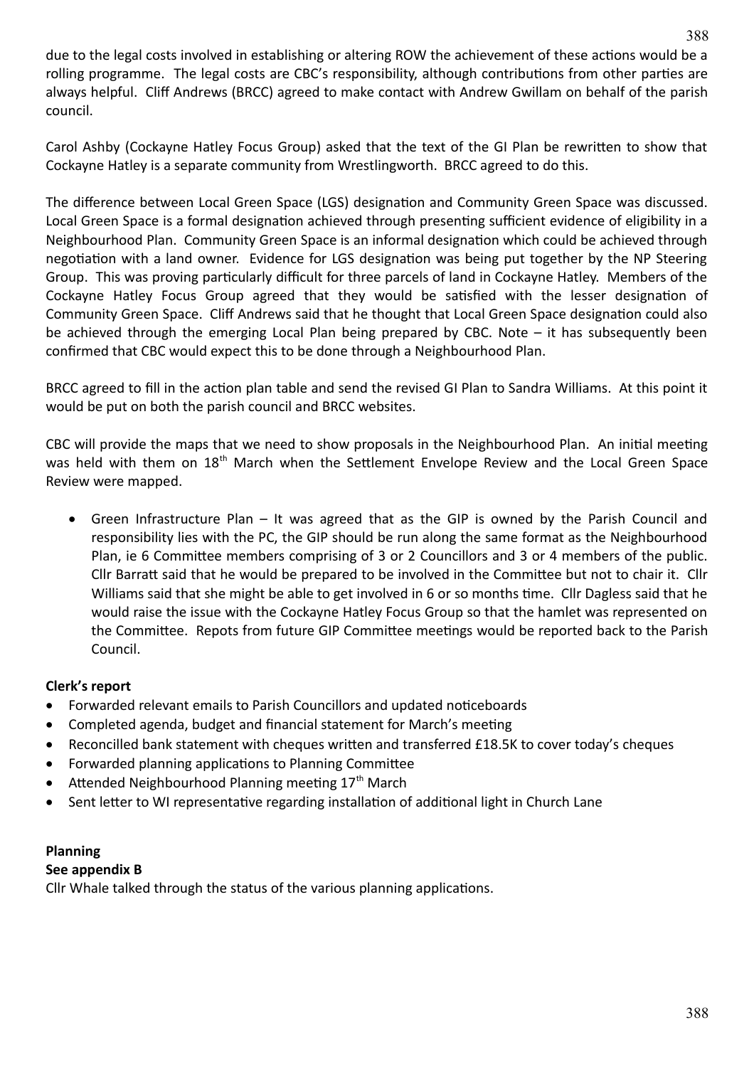due to the legal costs involved in establishing or altering ROW the achievement of these actions would be a rolling programme. The legal costs are CBC's responsibility, although contributions from other parties are always helpful. Cliff Andrews (BRCC) agreed to make contact with Andrew Gwillam on behalf of the parish council.

Carol Ashby (Cockayne Hatley Focus Group) asked that the text of the GI Plan be rewritten to show that Cockayne Hatley is a separate community from Wrestlingworth. BRCC agreed to do this.

The difference between Local Green Space (LGS) designation and Community Green Space was discussed. Local Green Space is a formal designation achieved through presenting sufficient evidence of eligibility in a Neighbourhood Plan. Community Green Space is an informal designation which could be achieved through negotiation with a land owner. Evidence for LGS designation was being put together by the NP Steering Group. This was proving particularly difficult for three parcels of land in Cockayne Hatley. Members of the Cockayne Hatley Focus Group agreed that they would be satisfied with the lesser designation of Community Green Space. Cliff Andrews said that he thought that Local Green Space designation could also be achieved through the emerging Local Plan being prepared by CBC. Note – it has subsequently been confirmed that CBC would expect this to be done through a Neighbourhood Plan.

BRCC agreed to fill in the action plan table and send the revised GI Plan to Sandra Williams. At this point it would be put on both the parish council and BRCC websites.

CBC will provide the maps that we need to show proposals in the Neighbourhood Plan. An initial meeting was held with them on 18th March when the Settlement Envelope Review and the Local Green Space Review were mapped.

- Green Infrastructure Plan – It was agreed that as the GIP is owned by the Parish Council and responsibility lies with the PC, the GIP should be run along the same format as the Neighbourhood Plan, ie 6 Committee members comprising of 3 or 2 Councillors and 3 or 4 members of the public. Cllr Barratt said that he would be prepared to be involved in the Committee but not to chair it. Cllr Williams said that she might be able to get involved in 6 or so months time. Cllr Dagless said that he would raise the issue with the Cockayne Hatley Focus Group so that the hamlet was represented on the Committee. Repots from future GIP Committee meetings would be reported back to the Parish Council.

**Clerk's report**

- Forwarded relevant emails to Parish Councillors and updated noticeboards
- Completed agenda, budget and financial statement for March's meeting
- Reconcilled bank statement with cheques written and transferred £18.5K to cover today's cheques
- Forwarded planning applications to Planning Committee
- Attended Neighbourhood Planning meeting 17th March
- Sent letter to WI representative regarding installation of additional light in Church Lane

**Planning**

**See appendix B**

Cllr Whale talked through the status of the various planning applications.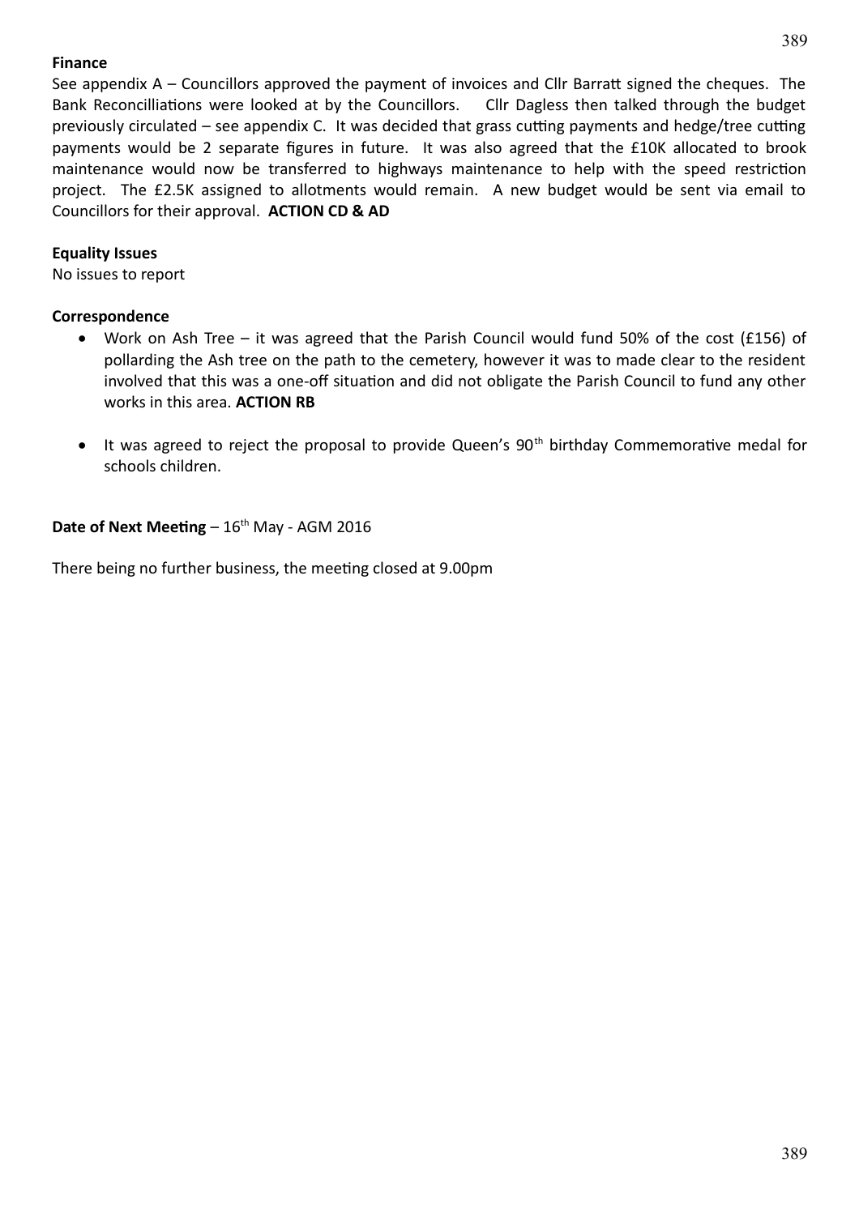**Finance**

See appendix A – Councillors approved the payment of invoices and Cllr Barratt signed the cheques. The Bank Reconcilliations were looked at by the Councillors. Cllr Dagless then talked through the budget previously circulated – see appendix C. It was decided that grass cutting payments and hedge/tree cutting payments would be 2 separate figures in future. It was also agreed that the £10K allocated to brook maintenance would now be transferred to highways maintenance to help with the speed restriction project. The £2.5K assigned to allotments would remain. A new budget would be sent via email to Councillors for their approval. **ACTION CD & AD**

**Equality Issues**

No issues to report

**Correspondence**

- Work on Ash Tree – it was agreed that the Parish Council would fund 50% of the cost (£156) of pollarding the Ash tree on the path to the cemetery, however it was to made clear to the resident involved that this was a one-off situation and did not obligate the Parish Council to fund any other works in this area. **ACTION RB**

- It was agreed to reject the proposal to provide Queen's 90th birthday Commemorative medal for schools children.

**Date of Next Meeting** – 16th May - AGM 2016

There being no further business, the meeting closed at 9.00pm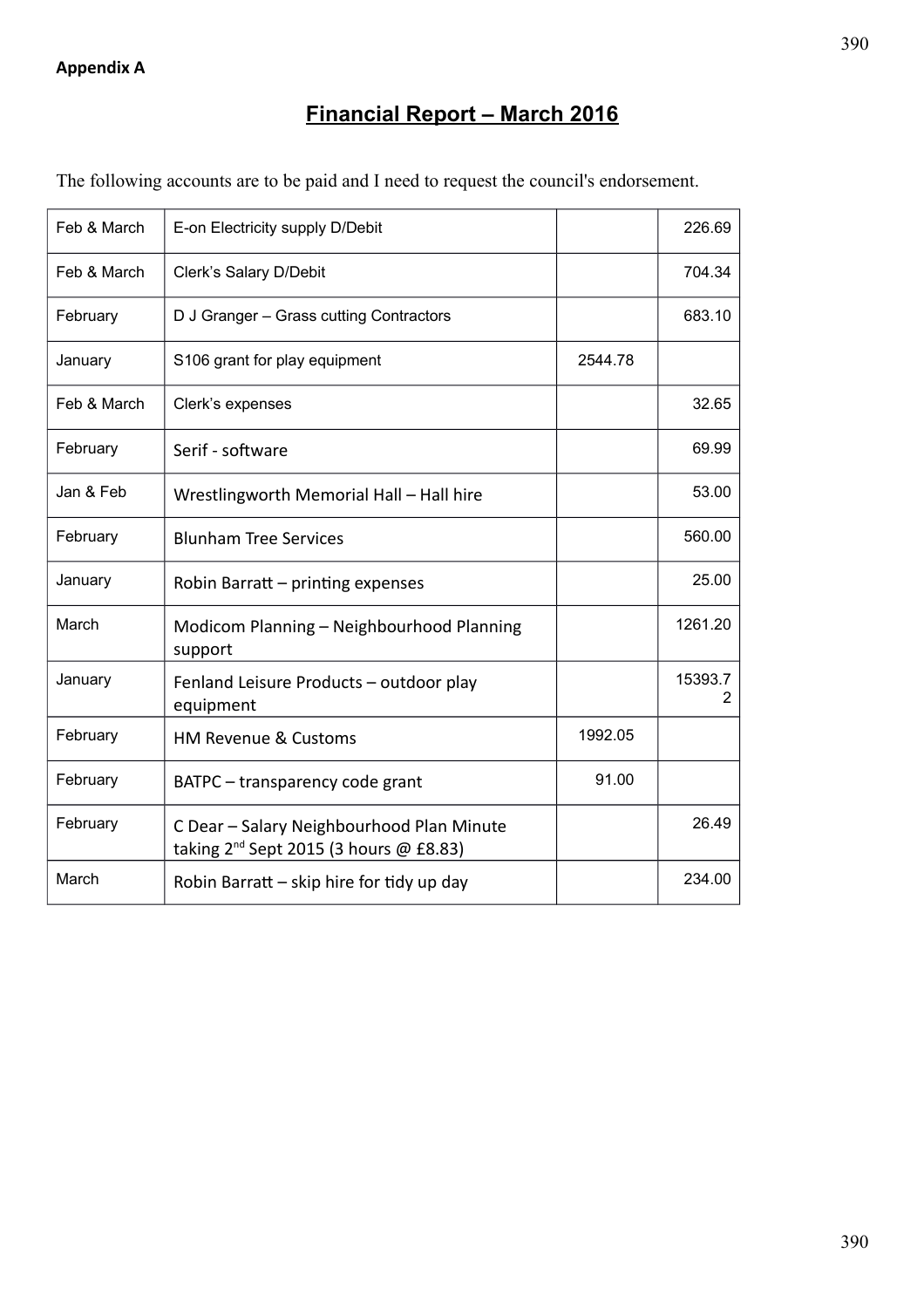**Appendix A**

## Financial Report – March 2016

The following accounts are to be paid and I need to request the council's endorsement.

| | | | |
|---|---|---|---|
| Feb & March | E-on Electricity supply D/Debit | | 226.69 |
| Feb & March | Clerk's Salary D/Debit | | 704.34 |
| February | D J Granger – Grass cutting Contractors | | 683.10 |
| January | S106 grant for play equipment | 2544.78 | |
| Feb & March | Clerk's expenses | | 32.65 |
| February | Serif - software | | 69.99 |
| Jan & Feb | Wrestlingworth Memorial Hall – Hall hire | | 53.00 |
| February | Blunham Tree Services | | 560.00 |
| January | Robin Barratt – printing expenses | | 25.00 |
| March | Modicom Planning – Neighbourhood Planning support | | 1261.20 |
| January | Fenland Leisure Products – outdoor play equipment | | 15393.72 |
| February | HM Revenue & Customs | 1992.05 | |
| February | BATPC – transparency code grant | 91.00 | |
| February | C Dear – Salary Neighbourhood Plan Minute taking 2nd Sept 2015 (3 hours @ £8.83) | | 26.49 |
| March | Robin Barratt – skip hire for tidy up day | | 234.00 |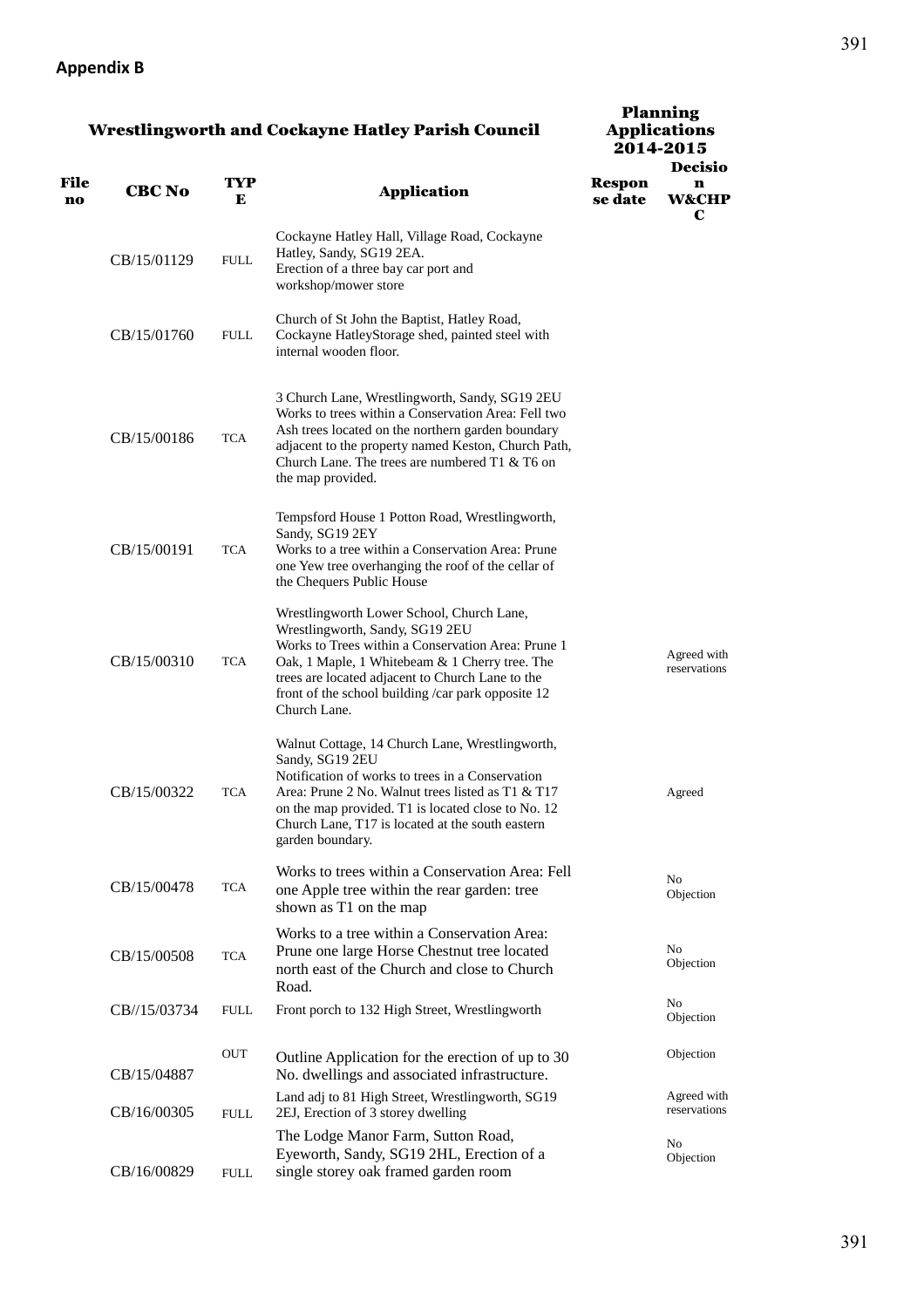**Appendix B**

| Wrestlingworth and Cockayne Hatley Parish Council | | | | Planning Applications 2014-2015 | |
|---|---|---|---|---|---|
| **File no** | **CBC No** | **TYPE** | **Application** | **Response date** | **Decision W&CHPC** |
| | CB/15/01129 | FULL | Cockayne Hatley Hall, Village Road, Cockayne Hatley, Sandy, SG19 2EA. Erection of a three bay car port and workshop/mower store | | |
| | CB/15/01760 | FULL | Church of St John the Baptist, Hatley Road, Cockayne HatleyStorage shed, painted steel with internal wooden floor. | | |
| | CB/15/00186 | TCA | 3 Church Lane, Wrestlingworth, Sandy, SG19 2EU Works to trees within a Conservation Area: Fell two Ash trees located on the northern garden boundary adjacent to the property named Keston, Church Path, Church Lane. The trees are numbered T1 & T6 on the map provided. | | |
| | CB/15/00191 | TCA | Tempsford House 1 Potton Road, Wrestlingworth, Sandy, SG19 2EY Works to a tree within a Conservation Area: Prune one Yew tree overhanging the roof of the cellar of the Chequers Public House | | |
| | CB/15/00310 | TCA | Wrestlingworth Lower School, Church Lane, Wrestlingworth, Sandy, SG19 2EU Works to Trees within a Conservation Area: Prune 1 Oak, 1 Maple, 1 Whitebeam & 1 Cherry tree. The trees are located adjacent to Church Lane to the front of the school building /car park opposite 12 Church Lane. | | Agreed with reservations |
| | CB/15/00322 | TCA | Walnut Cottage, 14 Church Lane, Wrestlingworth, Sandy, SG19 2EU Notification of works to trees in a Conservation Area: Prune 2 No. Walnut trees listed as T1 & T17 on the map provided. T1 is located close to No. 12 Church Lane, T17 is located at the south eastern garden boundary. | | Agreed |
| | CB/15/00478 | TCA | Works to trees within a Conservation Area: Fell one Apple tree within the rear garden: tree shown as T1 on the map | | No Objection |
| | CB/15/00508 | TCA | Works to a tree within a Conservation Area: Prune one large Horse Chestnut tree located north east of the Church and close to Church Road. | | No Objection |
| | CB//15/03734 | FULL | Front porch to 132 High Street, Wrestlingworth | | No Objection |
| | CB/15/04887 | OUT | Outline Application for the erection of up to 30 No. dwellings and associated infrastructure. | | Objection |
| | CB/16/00305 | FULL | Land adj to 81 High Street, Wrestlingworth, SG19 2EJ, Erection of 3 storey dwelling | | Agreed with reservations |
| | CB/16/00829 | FULL | The Lodge Manor Farm, Sutton Road, Eyeworth, Sandy, SG19 2HL, Erection of a single storey oak framed garden room | | No Objection |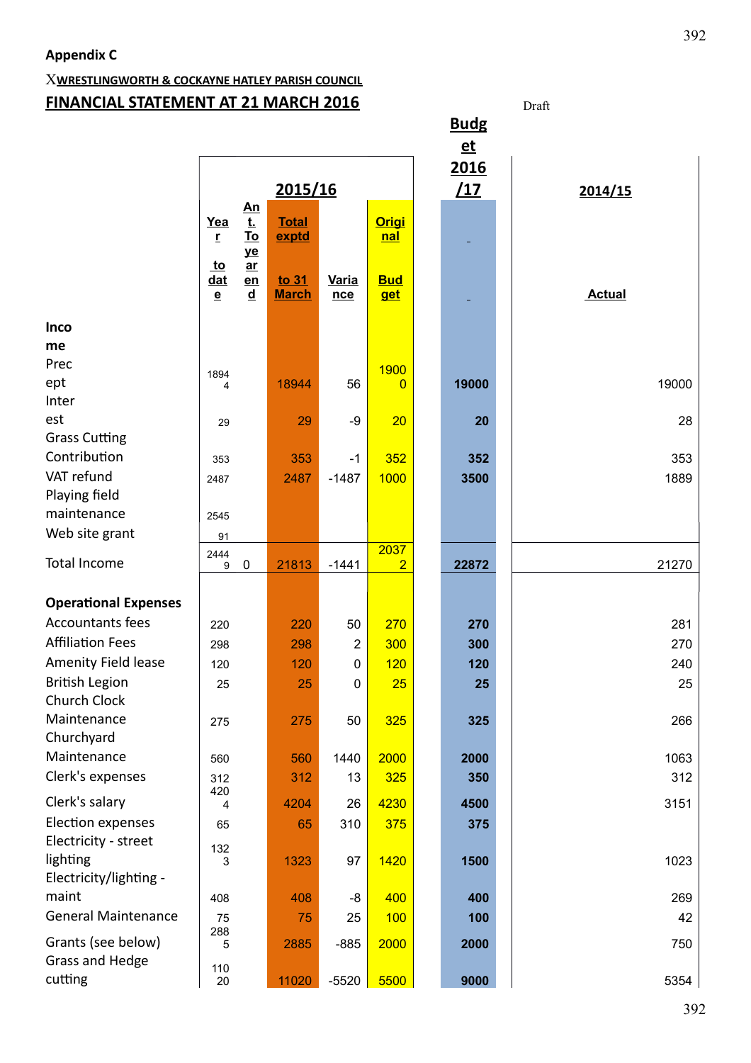Appendix C

XWRESTLINGWORTH & COCKAYNE HATLEY PARISH COUNCIL

**FINANCIAL STATEMENT AT 21 MARCH 2016**

Draft

| | 2015/16 | | | | | Budget 2016/17 | 2014/15 |
|---|---|---|---|---|---|---|---|
| | Year to date | Ant. To year end | Total exptd to 31 March | Variance | Original Budget | | Actual |
| **Income** | | | | | | | |
| Precept | 18944 | | 18944 | 56 | 19000 | 19000 | 19000 |
| Interest | 29 | | 29 | -9 | 20 | 20 | 28 |
| Grass Cutting Contribution | 353 | | 353 | -1 | 352 | 352 | 353 |
| VAT refund | 2487 | | 2487 | -1487 | 1000 | 3500 | 1889 |
| Playing field maintenance | 2545 | | | | | | |
| Web site grant | 91 | | | | | | |
| Total Income | 24449 | 0 | 21813 | -1441 | 20372 | 22872 | 21270 |
| **Operational Expenses** | | | | | | | |
| Accountants fees | 220 | | 220 | 50 | 270 | 270 | 281 |
| Affiliation Fees | 298 | | 298 | 2 | 300 | 300 | 270 |
| Amenity Field lease | 120 | | 120 | 0 | 120 | 120 | 240 |
| British Legion | 25 | | 25 | 0 | 25 | 25 | 25 |
| Church Clock Maintenance | 275 | | 275 | 50 | 325 | 325 | 266 |
| Churchyard Maintenance | 560 | | 560 | 1440 | 2000 | 2000 | 1063 |
| Clerk's expenses | 312 | | 312 | 13 | 325 | 350 | 312 |
| Clerk's salary | 4204 | | 4204 | 26 | 4230 | 4500 | 3151 |
| Election expenses | 65 | | 65 | 310 | 375 | 375 | |
| Electricity - street lighting | 1323 | | 1323 | 97 | 1420 | 1500 | 1023 |
| Electricity/lighting - maint | 408 | | 408 | -8 | 400 | 400 | 269 |
| General Maintenance | 75 | | 75 | 25 | 100 | 100 | 42 |
| Grants (see below) | 2885 | | 2885 | -885 | 2000 | 2000 | 750 |
| Grass and Hedge cutting | 11020 | | 11020 | -5520 | 5500 | 9000 | 5354 |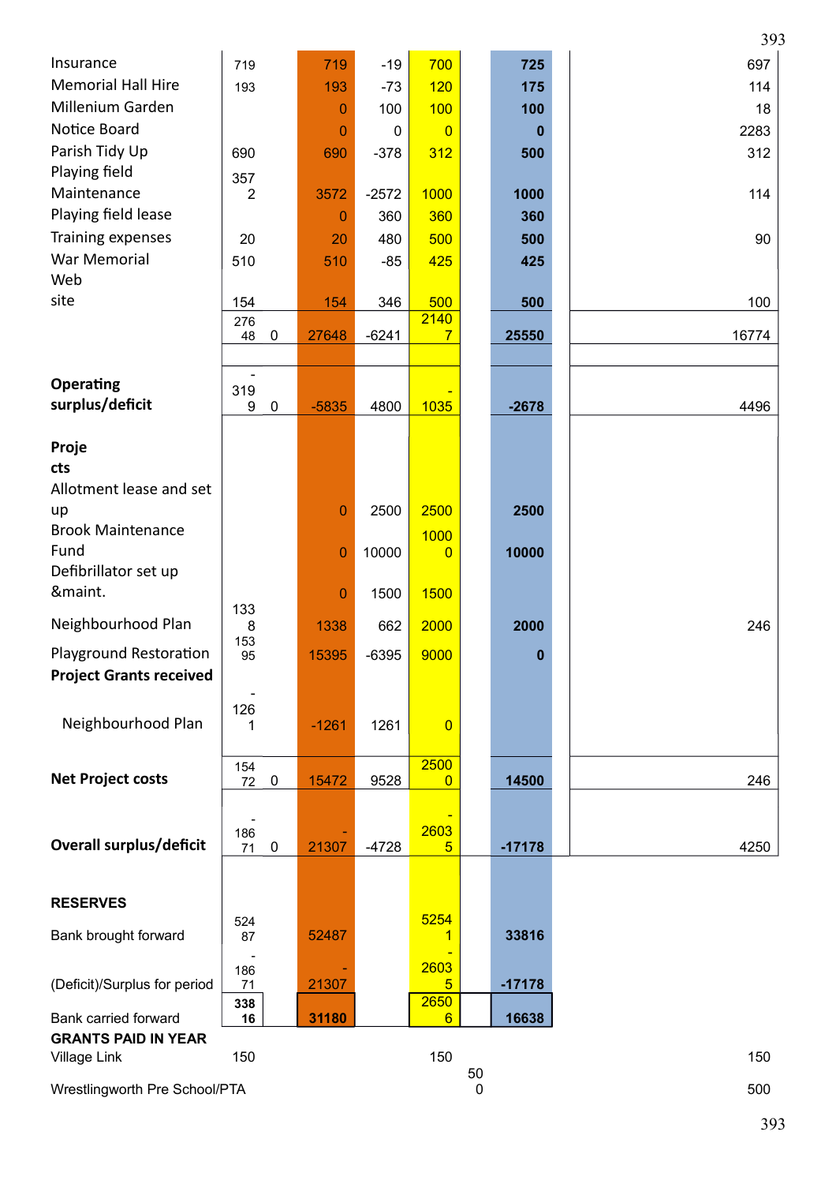| | | | | | | | |
|---|---|---|---|---|---|---|---|
| Insurance | 719 | | 719 | -19 | 700 | 725 | 697 |
| Memorial Hall Hire | 193 | | 193 | -73 | 120 | 175 | 114 |
| Millenium Garden | | | 0 | 100 | 100 | 100 | 18 |
| Notice Board | | | 0 | 0 | 0 | 0 | 2283 |
| Parish Tidy Up | 690 | | 690 | -378 | 312 | 500 | 312 |
| Playing field Maintenance | 3572 | | 3572 | -2572 | 1000 | 1000 | 114 |
| Playing field lease | | | 0 | 360 | 360 | 360 | |
| Training expenses | 20 | | 20 | 480 | 500 | 500 | 90 |
| War Memorial | 510 | | 510 | -85 | 425 | 425 | |
| Web site | 154 | | 154 | 346 | 500 | 500 | 100 |
| | 27648 | 0 | 27648 | -6241 | 21407 | 25550 | 16774 |
| | | | | | | | |
| **Operating surplus/deficit** | -3199 | 0 | -5835 | 4800 | -1035 | -2678 | 4496 |
| **Projects** | | | | | | | |
| Allotment lease and set up | | | 0 | 2500 | 2500 | 2500 | |
| Brook Maintenance Fund | | | 0 | 10000 | 10000 | 10000 | |
| Defibrillator set up &maint. | | | 0 | 1500 | 1500 | | |
| Neighbourhood Plan | 1338 | | 1338 | 662 | 2000 | 2000 | 246 |
| Playground Restoration | 15395 | | 15395 | -6395 | 9000 | 0 | |
| **Project Grants received** | | | | | | | |
| Neighbourhood Plan | -1261 | | -1261 | 1261 | 0 | | |
| **Net Project costs** | 15472 | 0 | 15472 | 9528 | 25000 | 14500 | 246 |
| **Overall surplus/deficit** | -18671 | 0 | -21307 | -4728 | -26035 | -17178 | 4250 |
| **RESERVES** | | | | | | | |
| Bank brought forward | 52487 | | 52487 | | 52541 | 33816 | |
| (Deficit)/Surplus for period | -18671 | | -21307 | | -26035 | -17178 | |
| Bank carried forward | **33816** | | **31180** | | 26506 | **16638** | |
| **GRANTS PAID IN YEAR** | | | | | | | |
| Village Link | 150 | | | | 150 | | 150 |
| Wrestlingworth Pre School/PTA | | | | | | 500 | 500 |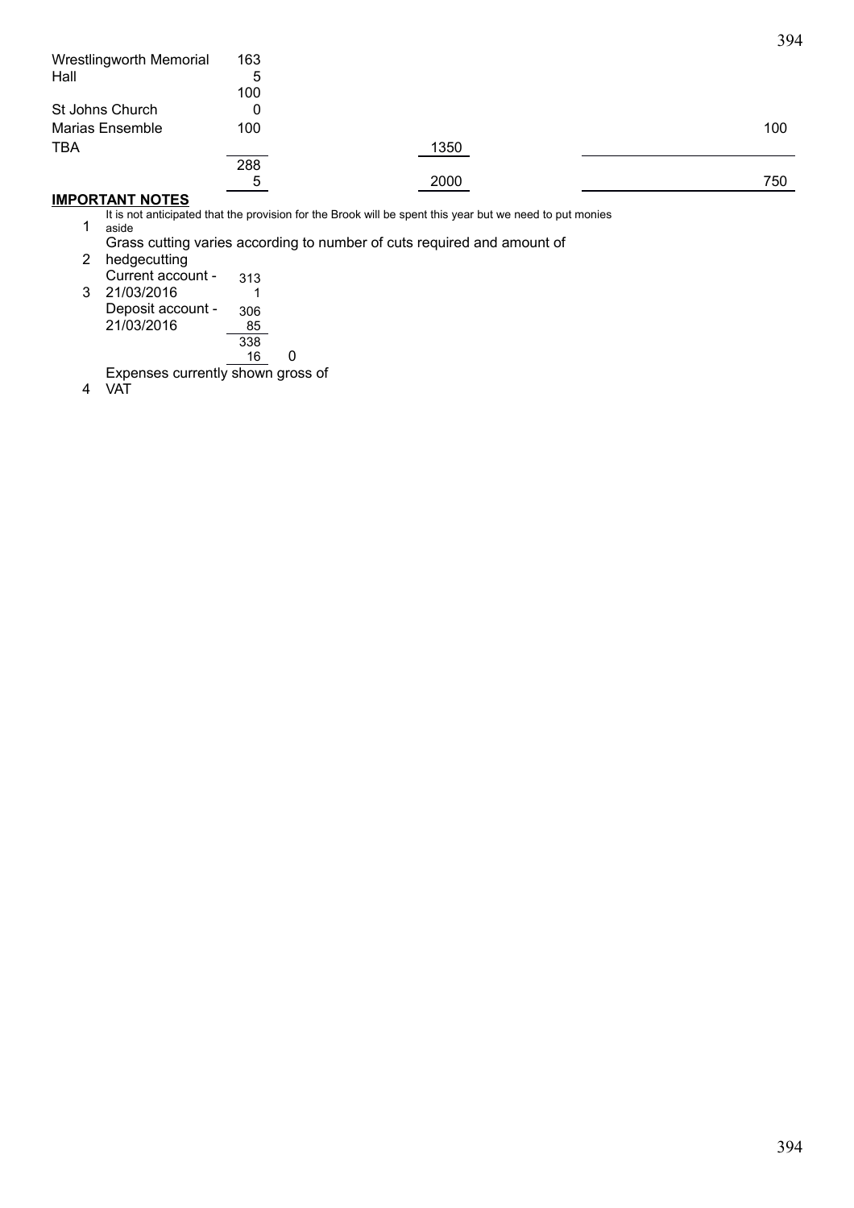| | | | |
|---|---|---|---|
| Wrestlingworth Memorial Hall | 163<br>5<br>100 | | |
| St Johns Church | 0 | | |
| Marias Ensemble | 100 | | 100 |
| TBA | | 1350 | |
| | 288<br>5 | 2000 | 750 |

**IMPORTANT NOTES**

1. It is not anticipated that the provision for the Brook will be spent this year but we need to put monies aside
2. Grass cutting varies according to number of cuts required and amount of hedgecutting
3. Current account - 21/03/2016 313 1
   Deposit account - 21/03/2016 306 85
   338 16 0
4. Expenses currently shown gross of VAT